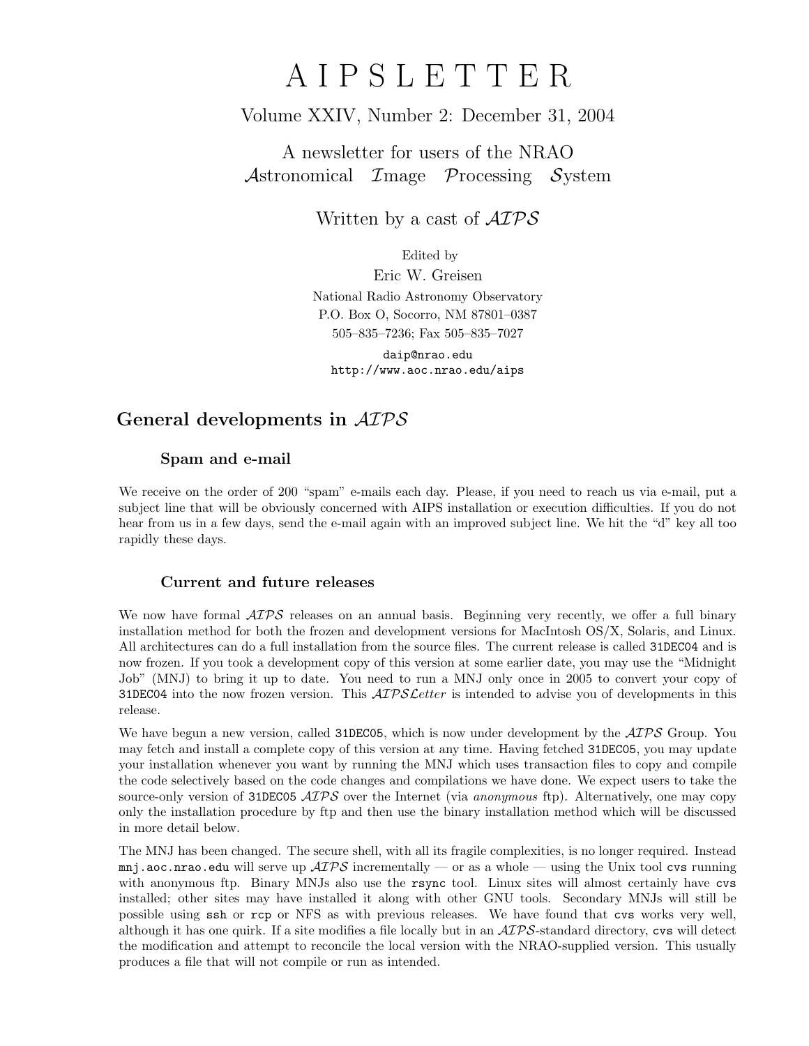# A I P S L E T T E R

## Volume XXIV, Number 2: December 31, 2004

A newsletter for users of the NRAO
*Astronomical Image Processing System*

Written by a cast of *AIPS*

Edited by
Eric W. Greisen
National Radio Astronomy Observatory
P.O. Box O, Socorro, NM 87801–0387
505–835–7236; Fax 505–835–7027

daip@nrao.edu
http://www.aoc.nrao.edu/aips

## General developments in *AIPS*

### Spam and e-mail

We receive on the order of 200 "spam" e-mails each day. Please, if you need to reach us via e-mail, put a subject line that will be obviously concerned with AIPS installation or execution difficulties. If you do not hear from us in a few days, send the e-mail again with an improved subject line. We hit the "d" key all too rapidly these days.

### Current and future releases

We now have formal *AIPS* releases on an annual basis. Beginning very recently, we offer a full binary installation method for both the frozen and development versions for MacIntosh OS/X, Solaris, and Linux. All architectures can do a full installation from the source files. The current release is called `31DEC04` and is now frozen. If you took a development copy of this version at some earlier date, you may use the "Midnight Job" (MNJ) to bring it up to date. You need to run a MNJ only once in 2005 to convert your copy of `31DEC04` into the now frozen version. This *AIPSLetter* is intended to advise you of developments in this release.

We have begun a new version, called `31DEC05`, which is now under development by the *AIPS* Group. You may fetch and install a complete copy of this version at any time. Having fetched `31DEC05`, you may update your installation whenever you want by running the MNJ which uses transaction files to copy and compile the code selectively based on the code changes and compilations we have done. We expect users to take the source-only version of `31DEC05` *AIPS* over the Internet (via *anonymous* ftp). Alternatively, one may copy only the installation procedure by ftp and then use the binary installation method which will be discussed in more detail below.

The MNJ has been changed. The secure shell, with all its fragile complexities, is no longer required. Instead `mnj.aoc.nrao.edu` will serve up *AIPS* incrementally — or as a whole — using the Unix tool `cvs` running with anonymous ftp. Binary MNJs also use the `rsync` tool. Linux sites will almost certainly have `cvs` installed; other sites may have installed it along with other GNU tools. Secondary MNJs will still be possible using `ssh` or `rcp` or NFS as with previous releases. We have found that `cvs` works very well, although it has one quirk. If a site modifies a file locally but in an *AIPS*-standard directory, `cvs` will detect the modification and attempt to reconcile the local version with the NRAO-supplied version. This usually produces a file that will not compile or run as intended.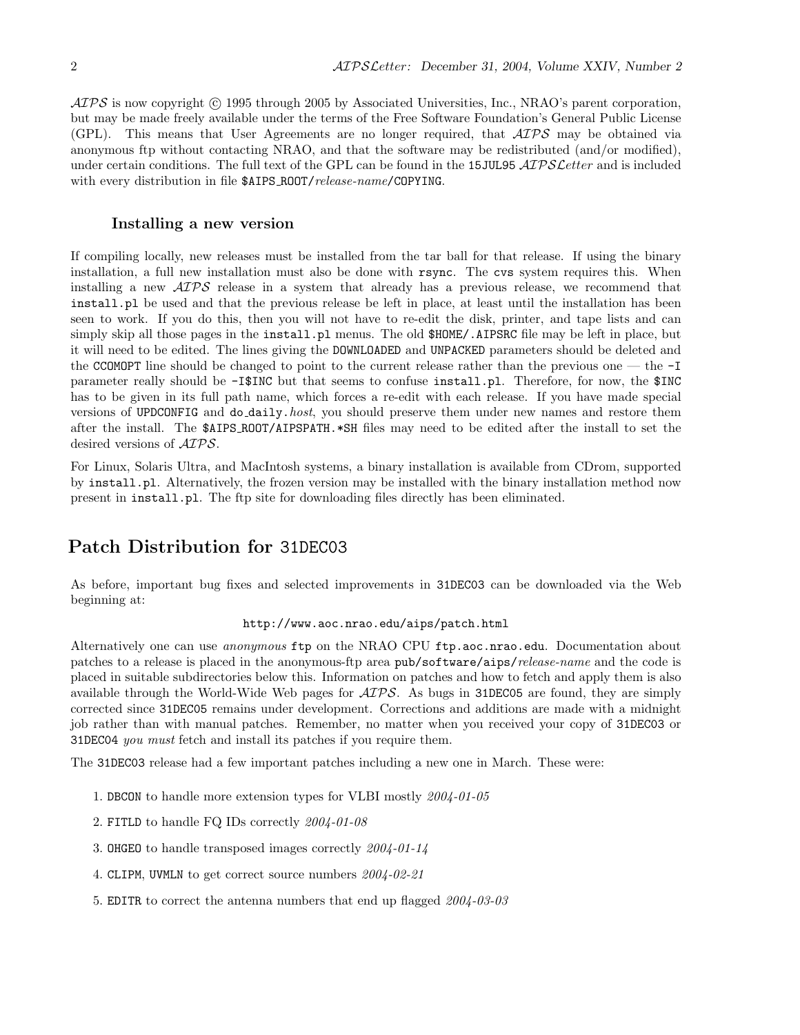*AIPS* is now copyright © 1995 through 2005 by Associated Universities, Inc., NRAO's parent corporation, but may be made freely available under the terms of the Free Software Foundation's General Public License (GPL). This means that User Agreements are no longer required, that *AIPS* may be obtained via anonymous ftp without contacting NRAO, and that the software may be redistributed (and/or modified), under certain conditions. The full text of the GPL can be found in the `15JUL95` *AIPSLetter* and is included with every distribution in file `$AIPS_ROOT/`*release-name*`/COPYING`.

### Installing a new version

If compiling locally, new releases must be installed from the tar ball for that release. If using the binary installation, a full new installation must also be done with `rsync`. The `cvs` system requires this. When installing a new *AIPS* release in a system that already has a previous release, we recommend that `install.pl` be used and that the previous release be left in place, at least until the installation has been seen to work. If you do this, then you will not have to re-edit the disk, printer, and tape lists and can simply skip all those pages in the `install.pl` menus. The old `$HOME/.AIPSRC` file may be left in place, but it will need to be edited. The lines giving the `DOWNLOADED` and `UNPACKED` parameters should be deleted and the `CCOMOPT` line should be changed to point to the current release rather than the previous one — the `-I` parameter really should be `-I$INC` but that seems to confuse `install.pl`. Therefore, for now, the `$INC` has to be given in its full path name, which forces a re-edit with each release. If you have made special versions of `UPDCONFIG` and `do_daily.`*host*, you should preserve them under new names and restore them after the install. The `$AIPS_ROOT/AIPSPATH.*SH` files may need to be edited after the install to set the desired versions of *AIPS*.

For Linux, Solaris Ultra, and MacIntosh systems, a binary installation is available from CDrom, supported by `install.pl`. Alternatively, the frozen version may be installed with the binary installation method now present in `install.pl`. The ftp site for downloading files directly has been eliminated.

## Patch Distribution for `31DEC03`

As before, important bug fixes and selected improvements in `31DEC03` can be downloaded via the Web beginning at:

`http://www.aoc.nrao.edu/aips/patch.html`

Alternatively one can use *anonymous* `ftp` on the NRAO CPU `ftp.aoc.nrao.edu`. Documentation about patches to a release is placed in the anonymous-ftp area `pub/software/aips/`*release-name* and the code is placed in suitable subdirectories below this. Information on patches and how to fetch and apply them is also available through the World-Wide Web pages for *AIPS*. As bugs in `31DEC05` are found, they are simply corrected since `31DEC05` remains under development. Corrections and additions are made with a midnight job rather than with manual patches. Remember, no matter when you received your copy of `31DEC03` or `31DEC04` *you must* fetch and install its patches if you require them.

The `31DEC03` release had a few important patches including a new one in March. These were:

1. `DBCON` to handle more extension types for VLBI mostly *2004-01-05*
2. `FITLD` to handle FQ IDs correctly *2004-01-08*
3. `OHGEO` to handle transposed images correctly *2004-01-14*
4. `CLIPM`, `UVMLN` to get correct source numbers *2004-02-21*
5. `EDITR` to correct the antenna numbers that end up flagged *2004-03-03*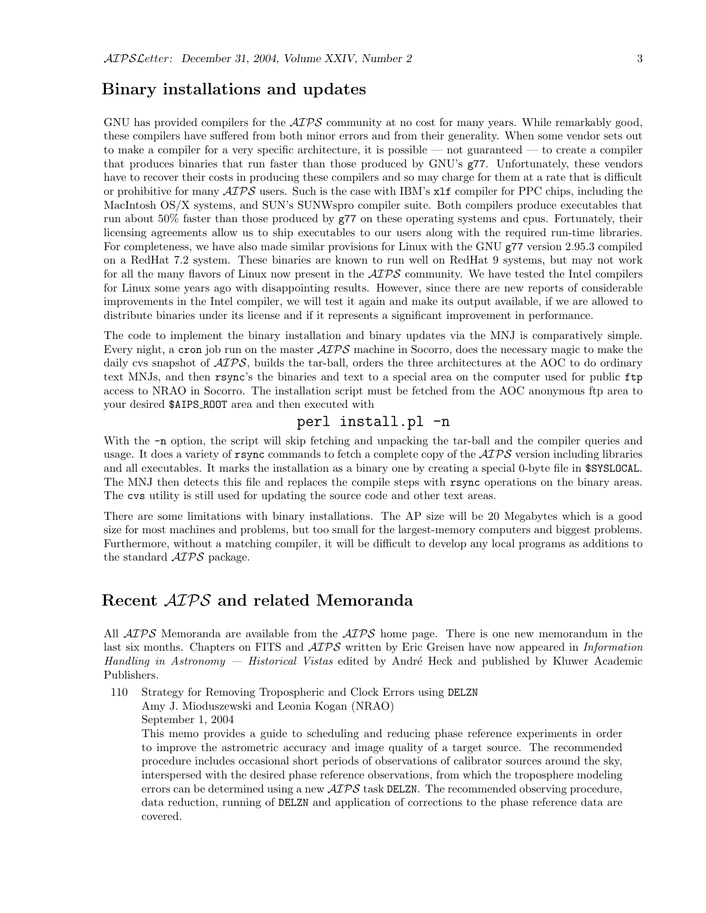## Binary installations and updates

GNU has provided compilers for the *AIPS* community at no cost for many years. While remarkably good, these compilers have suffered from both minor errors and from their generality. When some vendor sets out to make a compiler for a very specific architecture, it is possible — not guaranteed — to create a compiler that produces binaries that run faster than those produced by GNU's `g77`. Unfortunately, these vendors have to recover their costs in producing these compilers and so may charge for them at a rate that is difficult or prohibitive for many *AIPS* users. Such is the case with IBM's `xlf` compiler for PPC chips, including the MacIntosh OS/X systems, and SUN's SUNWspro compiler suite. Both compilers produce executables that run about 50% faster than those produced by `g77` on these operating systems and cpus. Fortunately, their licensing agreements allow us to ship executables to our users along with the required run-time libraries. For completeness, we have also made similar provisions for Linux with the GNU `g77` version 2.95.3 compiled on a RedHat 7.2 system. These binaries are known to run well on RedHat 9 systems, but may not work for all the many flavors of Linux now present in the *AIPS* community. We have tested the Intel compilers for Linux some years ago with disappointing results. However, since there are new reports of considerable improvements in the Intel compiler, we will test it again and make its output available, if we are allowed to distribute binaries under its license and if it represents a significant improvement in performance.

The code to implement the binary installation and binary updates via the MNJ is comparatively simple. Every night, a `cron` job run on the master *AIPS* machine in Socorro, does the necessary magic to make the daily cvs snapshot of *AIPS*, builds the tar-ball, orders the three architectures at the AOC to do ordinary text MNJs, and then `rsync`'s the binaries and text to a special area on the computer used for public `ftp` access to NRAO in Socorro. The installation script must be fetched from the AOC anonymous ftp area to your desired `$AIPS_ROOT` area and then executed with

```
perl install.pl -n
```

With the `-n` option, the script will skip fetching and unpacking the tar-ball and the compiler queries and usage. It does a variety of `rsync` commands to fetch a complete copy of the *AIPS* version including libraries and all executables. It marks the installation as a binary one by creating a special 0-byte file in `$SYSLOCAL`. The MNJ then detects this file and replaces the compile steps with `rsync` operations on the binary areas. The `cvs` utility is still used for updating the source code and other text areas.

There are some limitations with binary installations. The AP size will be 20 Megabytes which is a good size for most machines and problems, but too small for the largest-memory computers and biggest problems. Furthermore, without a matching compiler, it will be difficult to develop any local programs as additions to the standard *AIPS* package.

## Recent *AIPS* and related Memoranda

All *AIPS* Memoranda are available from the *AIPS* home page. There is one new memorandum in the last six months. Chapters on FITS and *AIPS* written by Eric Greisen have now appeared in *Information Handling in Astronomy — Historical Vistas* edited by André Heck and published by Kluwer Academic Publishers.

110 Strategy for Removing Tropospheric and Clock Errors using `DELZN`
Amy J. Mioduszewski and Leonia Kogan (NRAO)
September 1, 2004
This memo provides a guide to scheduling and reducing phase reference experiments in order to improve the astrometric accuracy and image quality of a target source. The recommended procedure includes occasional short periods of observations of calibrator sources around the sky, interspersed with the desired phase reference observations, from which the troposphere modeling errors can be determined using a new *AIPS* task `DELZN`. The recommended observing procedure, data reduction, running of `DELZN` and application of corrections to the phase reference data are covered.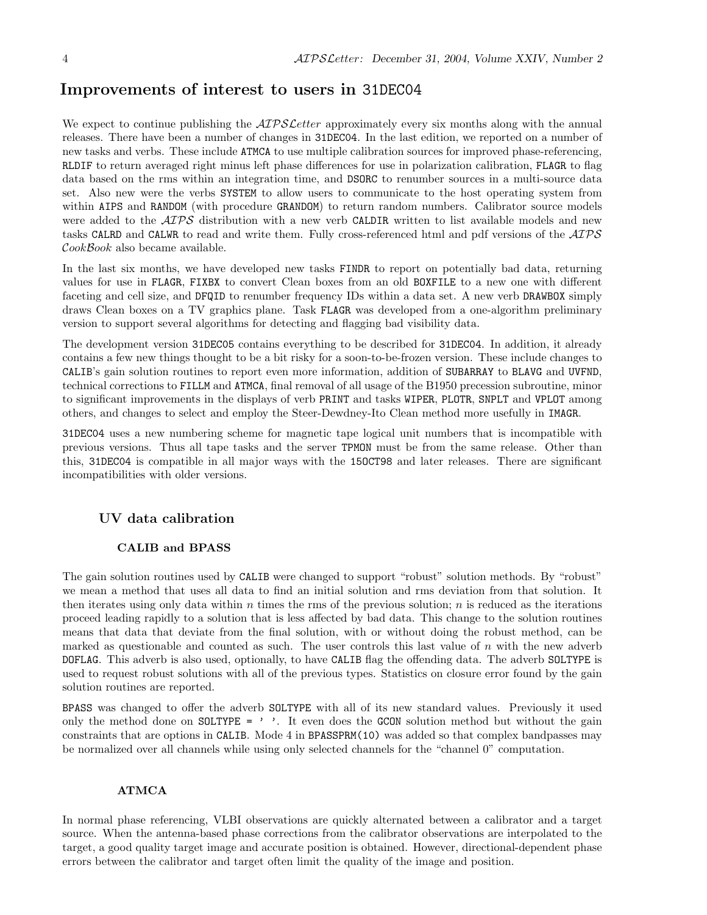# Improvements of interest to users in 31DEC04

We expect to continue publishing the *AIPSLetter* approximately every six months along with the annual releases. There have been a number of changes in 31DEC04. In the last edition, we reported on a number of new tasks and verbs. These include ATMCA to use multiple calibration sources for improved phase-referencing, RLDIF to return averaged right minus left phase differences for use in polarization calibration, FLAGR to flag data based on the rms within an integration time, and DSORC to renumber sources in a multi-source data set. Also new were the verbs SYSTEM to allow users to communicate to the host operating system from within AIPS and RANDOM (with procedure GRANDOM) to return random numbers. Calibrator source models were added to the *AIPS* distribution with a new verb CALDIR written to list available models and new tasks CALRD and CALWR to read and write them. Fully cross-referenced html and pdf versions of the *AIPS CookBook* also became available.

In the last six months, we have developed new tasks FINDR to report on potentially bad data, returning values for use in FLAGR, FIXBX to convert Clean boxes from an old BOXFILE to a new one with different faceting and cell size, and DFQID to renumber frequency IDs within a data set. A new verb DRAWBOX simply draws Clean boxes on a TV graphics plane. Task FLAGR was developed from a one-algorithm preliminary version to support several algorithms for detecting and flagging bad visibility data.

The development version 31DEC05 contains everything to be described for 31DEC04. In addition, it already contains a few new things thought to be a bit risky for a soon-to-be-frozen version. These include changes to CALIB's gain solution routines to report even more information, addition of SUBARRAY to BLAVG and UVFND, technical corrections to FILLM and ATMCA, final removal of all usage of the B1950 precession subroutine, minor to significant improvements in the displays of verb PRINT and tasks WIPER, PLOTR, SNPLT and VPLOT among others, and changes to select and employ the Steer-Dewdney-Ito Clean method more usefully in IMAGR.

31DEC04 uses a new numbering scheme for magnetic tape logical unit numbers that is incompatible with previous versions. Thus all tape tasks and the server TPMON must be from the same release. Other than this, 31DEC04 is compatible in all major ways with the 15OCT98 and later releases. There are significant incompatibilities with older versions.

## UV data calibration

### CALIB and BPASS

The gain solution routines used by CALIB were changed to support "robust" solution methods. By "robust" we mean a method that uses all data to find an initial solution and rms deviation from that solution. It then iterates using only data within $n$ times the rms of the previous solution; $n$ is reduced as the iterations proceed leading rapidly to a solution that is less affected by bad data. This change to the solution routines means that data that deviate from the final solution, with or without doing the robust method, can be marked as questionable and counted as such. The user controls this last value of $n$ with the new adverb DOFLAG. This adverb is also used, optionally, to have CALIB flag the offending data. The adverb SOLTYPE is used to request robust solutions with all of the previous types. Statistics on closure error found by the gain solution routines are reported.

BPASS was changed to offer the adverb SOLTYPE with all of its new standard values. Previously it used only the method done on SOLTYPE = ' '. It even does the GCON solution method but without the gain constraints that are options in CALIB. Mode 4 in BPASSPRM(10) was added so that complex bandpasses may be normalized over all channels while using only selected channels for the "channel 0" computation.

### ATMCA

In normal phase referencing, VLBI observations are quickly alternated between a calibrator and a target source. When the antenna-based phase corrections from the calibrator observations are interpolated to the target, a good quality target image and accurate position is obtained. However, directional-dependent phase errors between the calibrator and target often limit the quality of the image and position.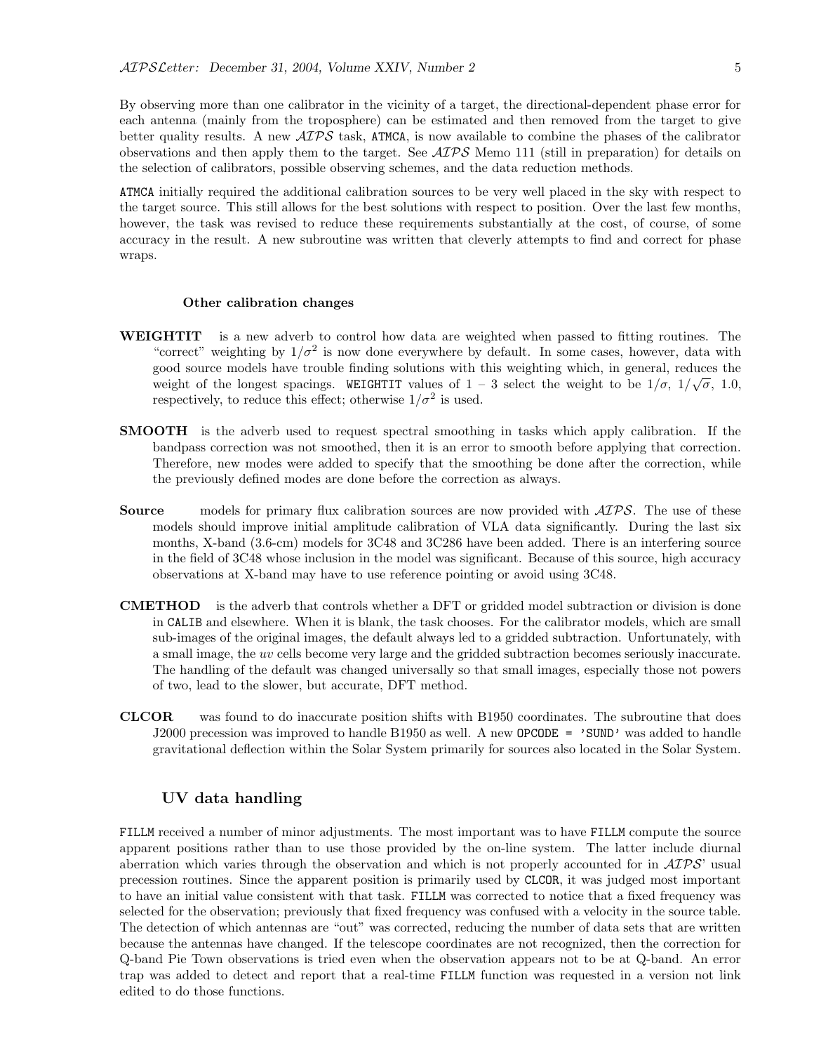By observing more than one calibrator in the vicinity of a target, the directional-dependent phase error for each antenna (mainly from the troposphere) can be estimated and then removed from the target to give better quality results. A new *AIPS* task, ATMCA, is now available to combine the phases of the calibrator observations and then apply them to the target. See *AIPS* Memo 111 (still in preparation) for details on the selection of calibrators, possible observing schemes, and the data reduction methods.

ATMCA initially required the additional calibration sources to be very well placed in the sky with respect to the target source. This still allows for the best solutions with respect to position. Over the last few months, however, the task was revised to reduce these requirements substantially at the cost, of course, of some accuracy in the result. A new subroutine was written that cleverly attempts to find and correct for phase wraps.

### Other calibration changes

**WEIGHTIT** is a new adverb to control how data are weighted when passed to fitting routines. The "correct" weighting by $1/\sigma^2$ is now done everywhere by default. In some cases, however, data with good source models have trouble finding solutions with this weighting which, in general, reduces the weight of the longest spacings. WEIGHTIT values of 1 – 3 select the weight to be $1/\sigma$, $1/\sqrt{\sigma}$, 1.0, respectively, to reduce this effect; otherwise $1/\sigma^2$ is used.

**SMOOTH** is the adverb used to request spectral smoothing in tasks which apply calibration. If the bandpass correction was not smoothed, then it is an error to smooth before applying that correction. Therefore, new modes were added to specify that the smoothing be done after the correction, while the previously defined modes are done before the correction as always.

**Source** models for primary flux calibration sources are now provided with *AIPS*. The use of these models should improve initial amplitude calibration of VLA data significantly. During the last six months, X-band (3.6-cm) models for 3C48 and 3C286 have been added. There is an interfering source in the field of 3C48 whose inclusion in the model was significant. Because of this source, high accuracy observations at X-band may have to use reference pointing or avoid using 3C48.

**CMETHOD** is the adverb that controls whether a DFT or gridded model subtraction or division is done in CALIB and elsewhere. When it is blank, the task chooses. For the calibrator models, which are small sub-images of the original images, the default always led to a gridded subtraction. Unfortunately, with a small image, the *uv* cells become very large and the gridded subtraction becomes seriously inaccurate. The handling of the default was changed universally so that small images, especially those not powers of two, lead to the slower, but accurate, DFT method.

**CLCOR** was found to do inaccurate position shifts with B1950 coordinates. The subroutine that does J2000 precession was improved to handle B1950 as well. A new OPCODE = 'SUND' was added to handle gravitational deflection within the Solar System primarily for sources also located in the Solar System.

## UV data handling

FILLM received a number of minor adjustments. The most important was to have FILLM compute the source apparent positions rather than to use those provided by the on-line system. The latter include diurnal aberration which varies through the observation and which is not properly accounted for in *AIPS*' usual precession routines. Since the apparent position is primarily used by CLCOR, it was judged most important to have an initial value consistent with that task. FILLM was corrected to notice that a fixed frequency was selected for the observation; previously that fixed frequency was confused with a velocity in the source table. The detection of which antennas are "out" was corrected, reducing the number of data sets that are written because the antennas have changed. If the telescope coordinates are not recognized, then the correction for Q-band Pie Town observations is tried even when the observation appears not to be at Q-band. An error trap was added to detect and report that a real-time FILLM function was requested in a version not link edited to do those functions.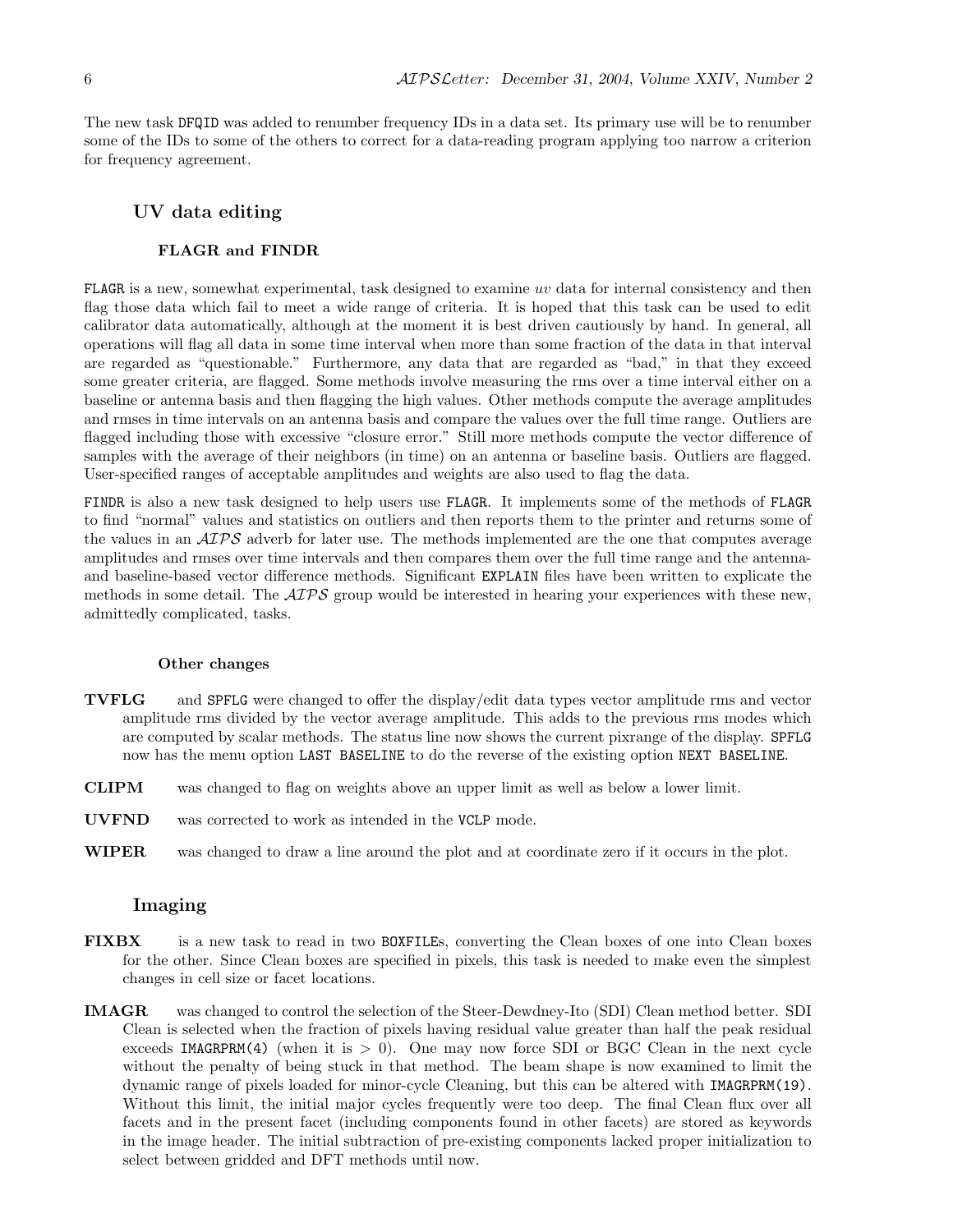The new task DFQID was added to renumber frequency IDs in a data set. Its primary use will be to renumber some of the IDs to some of the others to correct for a data-reading program applying too narrow a criterion for frequency agreement.

## UV data editing

### FLAGR and FINDR

FLAGR is a new, somewhat experimental, task designed to examine *uv* data for internal consistency and then flag those data which fail to meet a wide range of criteria. It is hoped that this task can be used to edit calibrator data automatically, although at the moment it is best driven cautiously by hand. In general, all operations will flag all data in some time interval when more than some fraction of the data in that interval are regarded as "questionable." Furthermore, any data that are regarded as "bad," in that they exceed some greater criteria, are flagged. Some methods involve measuring the rms over a time interval either on a baseline or antenna basis and then flagging the high values. Other methods compute the average amplitudes and rmses in time intervals on an antenna basis and compare the values over the full time range. Outliers are flagged including those with excessive "closure error." Still more methods compute the vector difference of samples with the average of their neighbors (in time) on an antenna or baseline basis. Outliers are flagged. User-specified ranges of acceptable amplitudes and weights are also used to flag the data.

FINDR is also a new task designed to help users use FLAGR. It implements some of the methods of FLAGR to find "normal" values and statistics on outliers and then reports them to the printer and returns some of the values in an *AIPS* adverb for later use. The methods implemented are the one that computes average amplitudes and rmses over time intervals and then compares them over the full time range and the antenna- and baseline-based vector difference methods. Significant EXPLAIN files have been written to explicate the methods in some detail. The *AIPS* group would be interested in hearing your experiences with these new, admittedly complicated, tasks.

#### Other changes

**TVFLG** and SPFLG were changed to offer the display/edit data types vector amplitude rms and vector amplitude rms divided by the vector average amplitude. This adds to the previous rms modes which are computed by scalar methods. The status line now shows the current pixrange of the display. SPFLG now has the menu option LAST BASELINE to do the reverse of the existing option NEXT BASELINE.

**CLIPM** was changed to flag on weights above an upper limit as well as below a lower limit.

**UVFND** was corrected to work as intended in the VCLP mode.

**WIPER** was changed to draw a line around the plot and at coordinate zero if it occurs in the plot.

## Imaging

**FIXBX** is a new task to read in two BOXFILEs, converting the Clean boxes of one into Clean boxes for the other. Since Clean boxes are specified in pixels, this task is needed to make even the simplest changes in cell size or facet locations.

**IMAGR** was changed to control the selection of the Steer-Dewdney-Ito (SDI) Clean method better. SDI Clean is selected when the fraction of pixels having residual value greater than half the peak residual exceeds IMAGRPRM(4) (when it is $> 0$). One may now force SDI or BGC Clean in the next cycle without the penalty of being stuck in that method. The beam shape is now examined to limit the dynamic range of pixels loaded for minor-cycle Cleaning, but this can be altered with IMAGRPRM(19). Without this limit, the initial major cycles frequently were too deep. The final Clean flux over all facets and in the present facet (including components found in other facets) are stored as keywords in the image header. The initial subtraction of pre-existing components lacked proper initialization to select between gridded and DFT methods until now.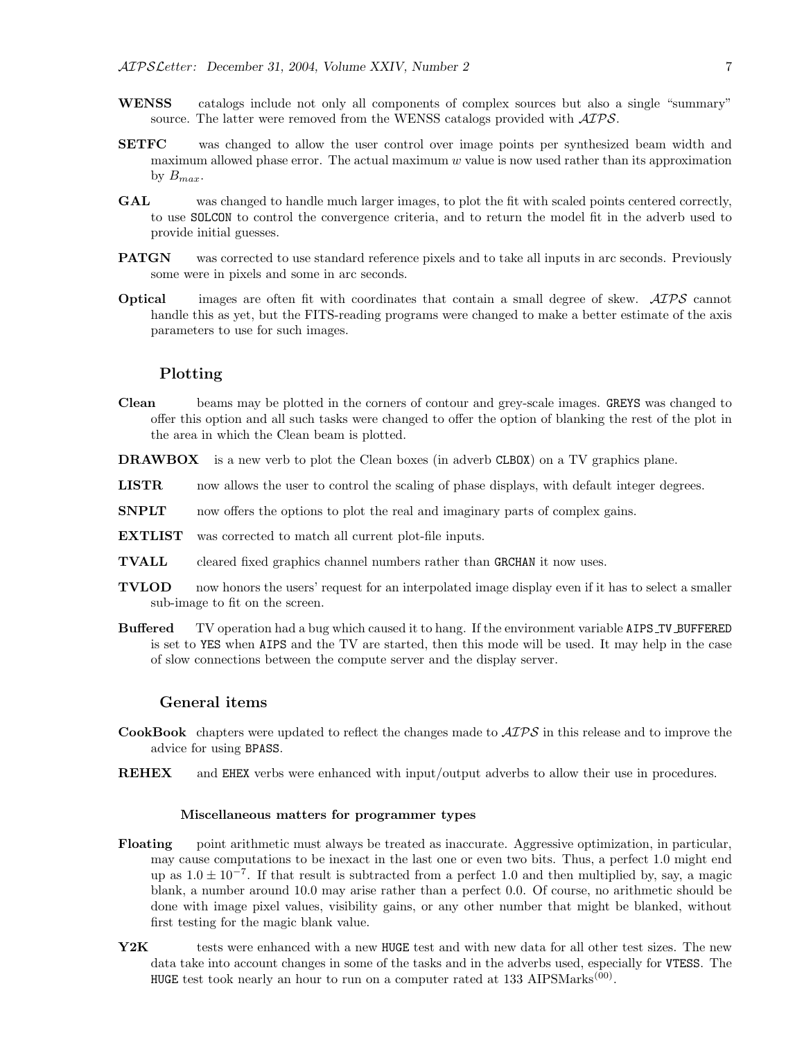**WENSS** catalogs include not only all components of complex sources but also a single "summary" source. The latter were removed from the WENSS catalogs provided with *AIPS*.

**SETFC** was changed to allow the user control over image points per synthesized beam width and maximum allowed phase error. The actual maximum $w$ value is now used rather than its approximation by $B_{max}$.

**GAL** was changed to handle much larger images, to plot the fit with scaled points centered correctly, to use `SOLCON` to control the convergence criteria, and to return the model fit in the adverb used to provide initial guesses.

**PATGN** was corrected to use standard reference pixels and to take all inputs in arc seconds. Previously some were in pixels and some in arc seconds.

**Optical** images are often fit with coordinates that contain a small degree of skew. *AIPS* cannot handle this as yet, but the FITS-reading programs were changed to make a better estimate of the axis parameters to use for such images.

## Plotting

**Clean** beams may be plotted in the corners of contour and grey-scale images. `GREYS` was changed to offer this option and all such tasks were changed to offer the option of blanking the rest of the plot in the area in which the Clean beam is plotted.

**DRAWBOX** is a new verb to plot the Clean boxes (in adverb `CLBOX`) on a TV graphics plane.

**LISTR** now allows the user to control the scaling of phase displays, with default integer degrees.

**SNPLT** now offers the options to plot the real and imaginary parts of complex gains.

**EXTLIST** was corrected to match all current plot-file inputs.

**TVALL** cleared fixed graphics channel numbers rather than `GRCHAN` it now uses.

**TVLOD** now honors the users' request for an interpolated image display even if it has to select a smaller sub-image to fit on the screen.

**Buffered** TV operation had a bug which caused it to hang. If the environment variable `AIPS_TV_BUFFERED` is set to `YES` when `AIPS` and the TV are started, then this mode will be used. It may help in the case of slow connections between the compute server and the display server.

## General items

**CookBook** chapters were updated to reflect the changes made to *AIPS* in this release and to improve the advice for using `BPASS`.

**REHEX** and `EHEX` verbs were enhanced with input/output adverbs to allow their use in procedures.

### Miscellaneous matters for programmer types

**Floating** point arithmetic must always be treated as inaccurate. Aggressive optimization, in particular, may cause computations to be inexact in the last one or even two bits. Thus, a perfect 1.0 might end up as $1.0 \pm 10^{-7}$. If that result is subtracted from a perfect 1.0 and then multiplied by, say, a magic blank, a number around 10.0 may arise rather than a perfect 0.0. Of course, no arithmetic should be done with image pixel values, visibility gains, or any other number that might be blanked, without first testing for the magic blank value.

**Y2K** tests were enhanced with a new `HUGE` test and with new data for all other test sizes. The new data take into account changes in some of the tasks and in the adverbs used, especially for `VTESS`. The `HUGE` test took nearly an hour to run on a computer rated at 133 AIPSMarks$^{(00)}$.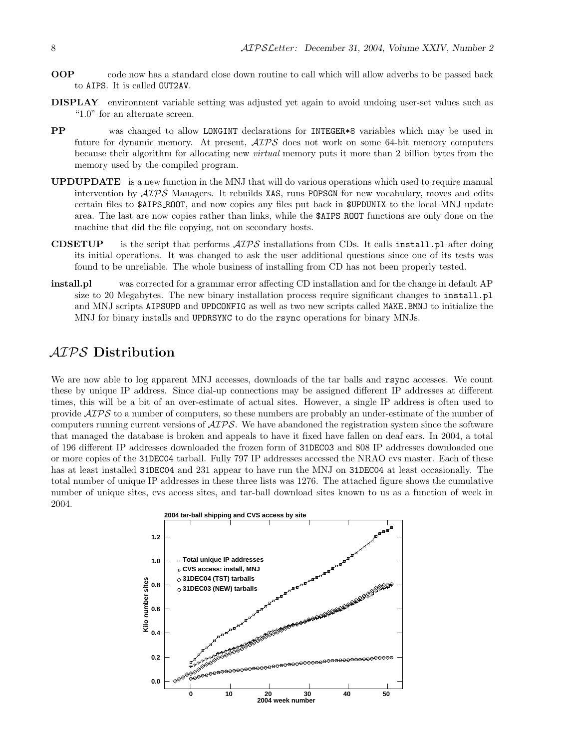**OOP** code now has a standard close down routine to call which will allow adverbs to be passed back to AIPS. It is called OUT2AV.

**DISPLAY** environment variable setting was adjusted yet again to avoid undoing user-set values such as "1.0" for an alternate screen.

**PP** was changed to allow LONGINT declarations for INTEGER*8 variables which may be used in future for dynamic memory. At present, *AIPS* does not work on some 64-bit memory computers because their algorithm for allocating new *virtual* memory puts it more than 2 billion bytes from the memory used by the compiled program.

**UPDUPDATE** is a new function in the MNJ that will do various operations which used to require manual intervention by *AIPS* Managers. It rebuilds XAS, runs POPSGN for new vocabulary, moves and edits certain files to $AIPS_ROOT, and now copies any files put back in $UPDUNIX to the local MNJ update area. The last are now copies rather than links, while the $AIPS_ROOT functions are only done on the machine that did the file copying, not on secondary hosts.

**CDSETUP** is the script that performs *AIPS* installations from CDs. It calls install.pl after doing its initial operations. It was changed to ask the user additional questions since one of its tests was found to be unreliable. The whole business of installing from CD has not been properly tested.

**install.pl** was corrected for a grammar error affecting CD installation and for the change in default AP size to 20 Megabytes. The new binary installation process require significant changes to install.pl and MNJ scripts AIPSUPD and UPDCONFIG as well as two new scripts called MAKE.BMNJ to initialize the MNJ for binary installs and UPDRSYNC to do the rsync operations for binary MNJs.

## *AIPS* Distribution

We are now able to log apparent MNJ accesses, downloads of the tar balls and rsync accesses. We count these by unique IP address. Since dial-up connections may be assigned different IP addresses at different times, this will be a bit of an over-estimate of actual sites. However, a single IP address is often used to provide *AIPS* to a number of computers, so these numbers are probably an under-estimate of the number of computers running current versions of *AIPS*. We have abandoned the registration system since the software that managed the database is broken and appeals to have it fixed have fallen on deaf ears. In 2004, a total of 196 different IP addresses downloaded the frozen form of 31DEC03 and 808 IP addresses downloaded one or more copies of the 31DEC04 tarball. Fully 797 IP addresses accessed the NRAO cvs master. Each of these has at least installed 31DEC04 and 231 appear to have run the MNJ on 31DEC04 at least occasionally. The total number of unique IP addresses in these three lists was 1276. The attached figure shows the cumulative number of unique sites, cvs access sites, and tar-ball download sites known to us as a function of week in 2004.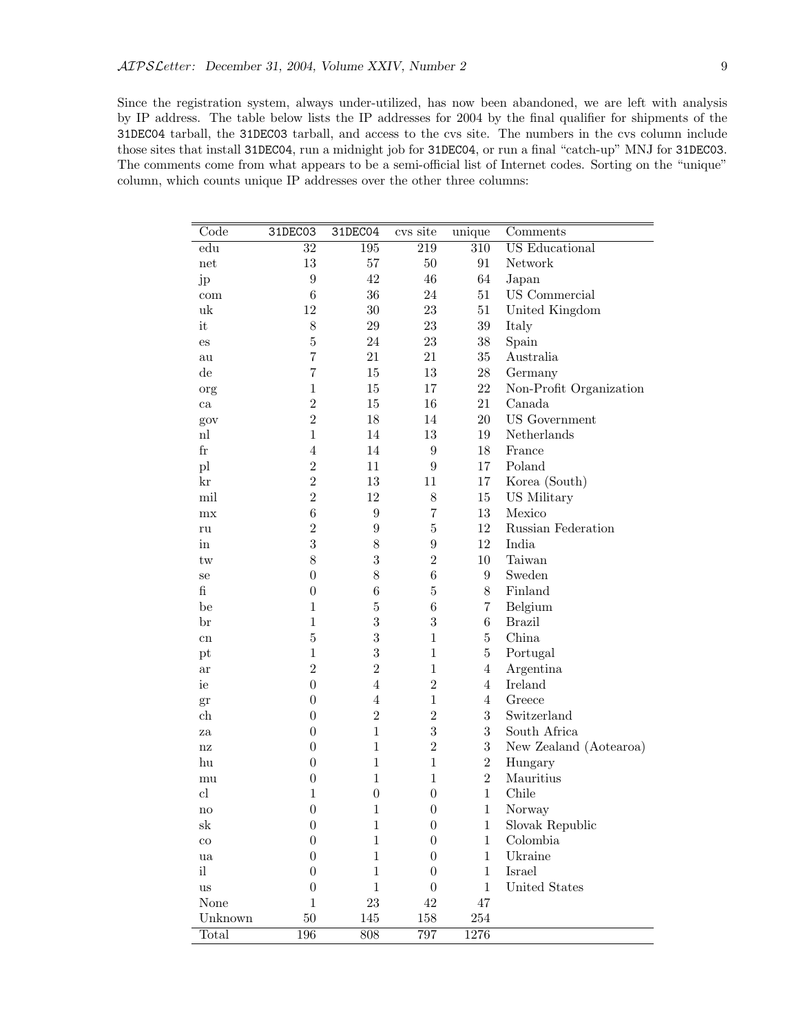Since the registration system, always under-utilized, has now been abandoned, we are left with analysis by IP address. The table below lists the IP addresses for 2004 by the final qualifier for shipments of the `31DEC04` tarball, the `31DEC03` tarball, and access to the cvs site. The numbers in the cvs column include those sites that install `31DEC04`, run a midnight job for `31DEC04`, or run a final "catch-up" MNJ for `31DEC03`. The comments come from what appears to be a semi-official list of Internet codes. Sorting on the "unique" column, which counts unique IP addresses over the other three columns:

| Code | 31DEC03 | 31DEC04 | cvs site | unique | Comments |
|---|---|---|---|---|---|
| edu | 32 | 195 | 219 | 310 | US Educational |
| net | 13 | 57 | 50 | 91 | Network |
| jp | 9 | 42 | 46 | 64 | Japan |
| com | 6 | 36 | 24 | 51 | US Commercial |
| uk | 12 | 30 | 23 | 51 | United Kingdom |
| it | 8 | 29 | 23 | 39 | Italy |
| es | 5 | 24 | 23 | 38 | Spain |
| au | 7 | 21 | 21 | 35 | Australia |
| de | 7 | 15 | 13 | 28 | Germany |
| org | 1 | 15 | 17 | 22 | Non-Profit Organization |
| ca | 2 | 15 | 16 | 21 | Canada |
| gov | 2 | 18 | 14 | 20 | US Government |
| nl | 1 | 14 | 13 | 19 | Netherlands |
| fr | 4 | 14 | 9 | 18 | France |
| pl | 2 | 11 | 9 | 17 | Poland |
| kr | 2 | 13 | 11 | 17 | Korea (South) |
| mil | 2 | 12 | 8 | 15 | US Military |
| mx | 6 | 9 | 7 | 13 | Mexico |
| ru | 2 | 9 | 5 | 12 | Russian Federation |
| in | 3 | 8 | 9 | 12 | India |
| tw | 8 | 3 | 2 | 10 | Taiwan |
| se | 0 | 8 | 6 | 9 | Sweden |
| fi | 0 | 6 | 5 | 8 | Finland |
| be | 1 | 5 | 6 | 7 | Belgium |
| br | 1 | 3 | 3 | 6 | Brazil |
| cn | 5 | 3 | 1 | 5 | China |
| pt | 1 | 3 | 1 | 5 | Portugal |
| ar | 2 | 2 | 1 | 4 | Argentina |
| ie | 0 | 4 | 2 | 4 | Ireland |
| gr | 0 | 4 | 1 | 4 | Greece |
| ch | 0 | 2 | 2 | 3 | Switzerland |
| za | 0 | 1 | 3 | 3 | South Africa |
| nz | 0 | 1 | 2 | 3 | New Zealand (Aotearoa) |
| hu | 0 | 1 | 1 | 2 | Hungary |
| mu | 0 | 1 | 1 | 2 | Mauritius |
| cl | 1 | 0 | 0 | 1 | Chile |
| no | 0 | 1 | 0 | 1 | Norway |
| sk | 0 | 1 | 0 | 1 | Slovak Republic |
| co | 0 | 1 | 0 | 1 | Colombia |
| ua | 0 | 1 | 0 | 1 | Ukraine |
| il | 0 | 1 | 0 | 1 | Israel |
| us | 0 | 1 | 0 | 1 | United States |
| None | 1 | 23 | 42 | 47 | |
| Unknown | 50 | 145 | 158 | 254 | |
| Total | 196 | 808 | 797 | 1276 | |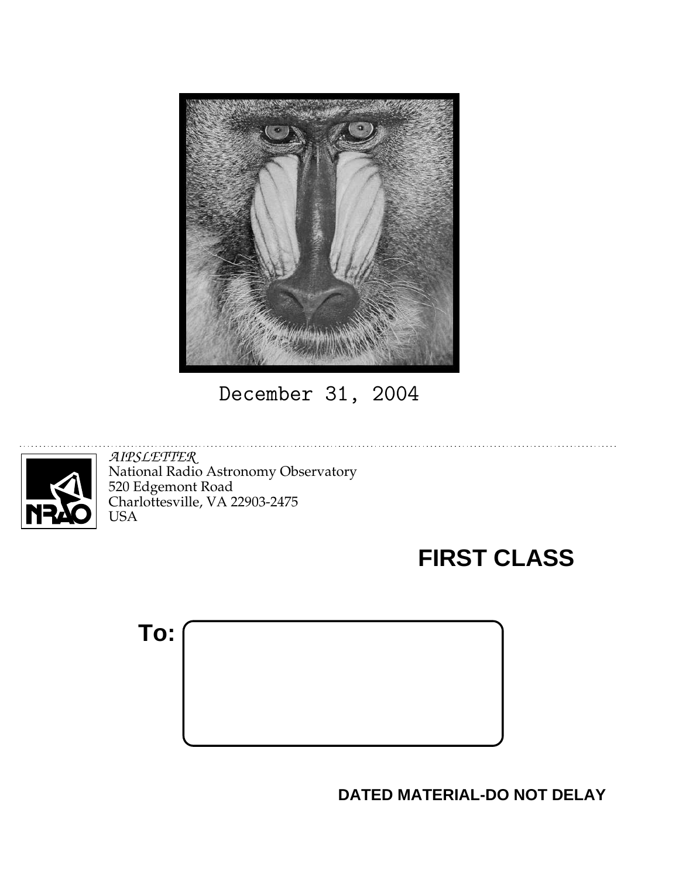December 31, 2004

*AIPSLETTER*
National Radio Astronomy Observatory
520 Edgemont Road
Charlottesville, VA 22903-2475
USA

**FIRST CLASS**

**To:**

**DATED MATERIAL-DO NOT DELAY**